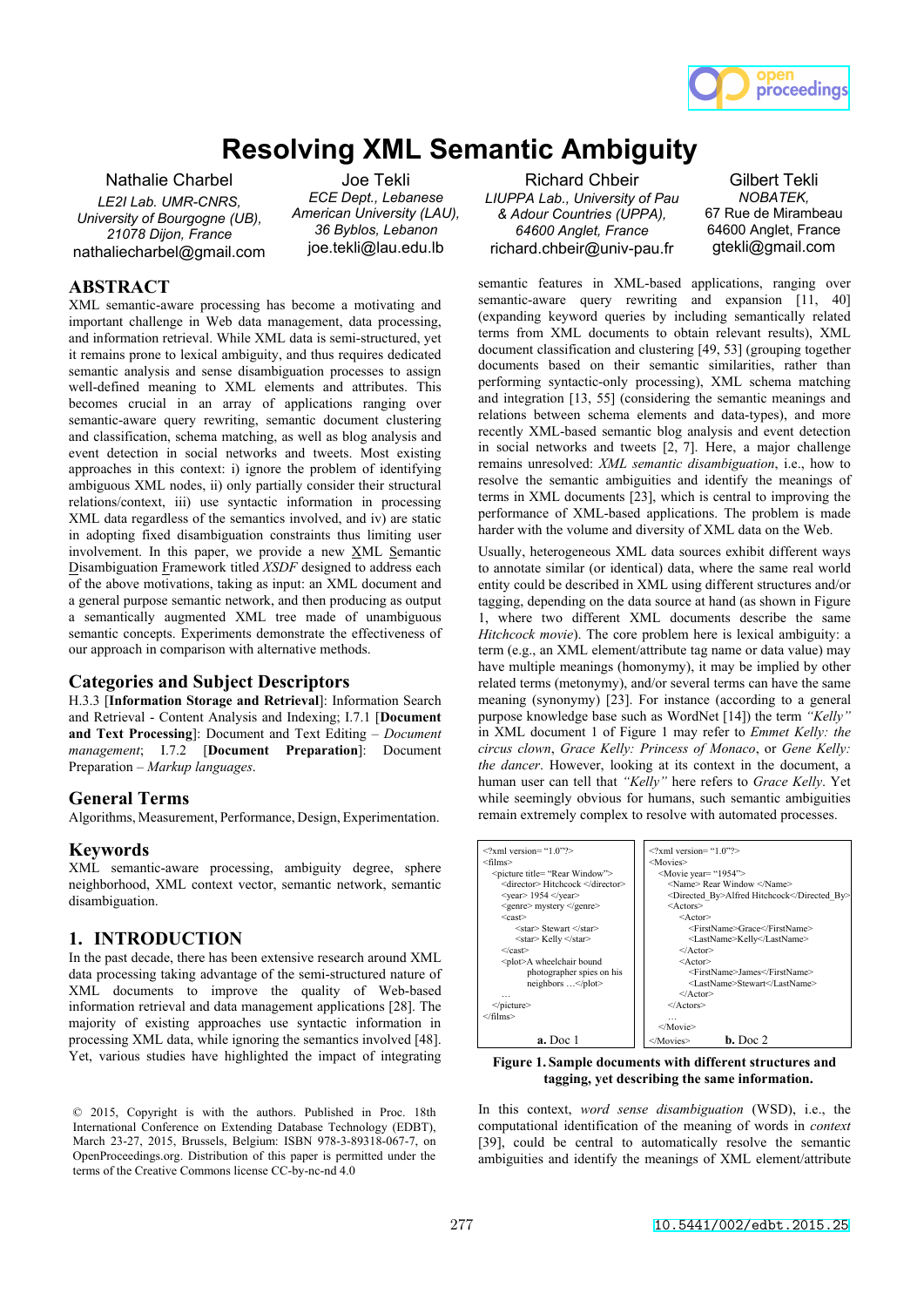# Resolving XML Semantic Ambiguity

Nathalie Charbel
*LE2I Lab. UMR-CNRS, University of Bourgogne (UB), 21078 Dijon, France*
nathaliecharbel@gmail.com

Joe Tekli
*ECE Dept., Lebanese American University (LAU), 36 Byblos, Lebanon*
joe.tekli@lau.edu.lb

Richard Chbeir
*LIUPPA Lab., University of Pau & Adour Countries (UPPA), 64600 Anglet, France*
richard.chbeir@univ-pau.fr

Gilbert Tekli
*NOBATEK,*
67 Rue de Mirambeau 64600 Anglet, France
gtekli@gmail.com

## ABSTRACT

XML semantic-aware processing has become a motivating and important challenge in Web data management, data processing, and information retrieval. While XML data is semi-structured, yet it remains prone to lexical ambiguity, and thus requires dedicated semantic analysis and sense disambiguation processes to assign well-defined meaning to XML elements and attributes. This becomes crucial in an array of applications ranging over semantic-aware query rewriting, semantic document clustering and classification, schema matching, as well as blog analysis and event detection in social networks and tweets. Most existing approaches in this context: i) ignore the problem of identifying ambiguous XML nodes, ii) only partially consider their structural relations/context, iii) use syntactic information in processing XML data regardless of the semantics involved, and iv) are static in adopting fixed disambiguation constraints thus limiting user involvement. In this paper, we provide a new XML Semantic Disambiguation Framework titled *XSDF* designed to address each of the above motivations, taking as input: an XML document and a general purpose semantic network, and then producing as output a semantically augmented XML tree made of unambiguous semantic concepts. Experiments demonstrate the effectiveness of our approach in comparison with alternative methods.

## Categories and Subject Descriptors

H.3.3 [**Information Storage and Retrieval**]: Information Search and Retrieval - Content Analysis and Indexing; I.7.1 [**Document and Text Processing**]: Document and Text Editing – *Document management*; I.7.2 [**Document Preparation**]: Document Preparation – *Markup languages*.

## General Terms

Algorithms, Measurement, Performance, Design, Experimentation.

## Keywords

XML semantic-aware processing, ambiguity degree, sphere neighborhood, XML context vector, semantic network, semantic disambiguation.

## 1. INTRODUCTION

In the past decade, there has been extensive research around XML data processing taking advantage of the semi-structured nature of XML documents to improve the quality of Web-based information retrieval and data management applications [28]. The majority of existing approaches use syntactic information in processing XML data, while ignoring the semantics involved [48]. Yet, various studies have highlighted the impact of integrating semantic features in XML-based applications, ranging over semantic-aware query rewriting and expansion [11, 40] (expanding keyword queries by including semantically related terms from XML documents to obtain relevant results), XML document classification and clustering [49, 53] (grouping together documents based on their semantic similarities, rather than performing syntactic-only processing), XML schema matching and integration [13, 55] (considering the semantic meanings and relations between schema elements and data-types), and more recently XML-based semantic blog analysis and event detection in social networks and tweets [2, 7]. Here, a major challenge remains unresolved: *XML semantic disambiguation*, i.e., how to resolve the semantic ambiguities and identify the meanings of terms in XML documents [23], which is central to improving the performance of XML-based applications. The problem is made harder with the volume and diversity of XML data on the Web.

Usually, heterogeneous XML data sources exhibit different ways to annotate similar (or identical) data, where the same real world entity could be described in XML using different structures and/or tagging, depending on the data source at hand (as shown in Figure 1, where two different XML documents describe the same *Hitchcock movie*). The core problem here is lexical ambiguity: a term (e.g., an XML element/attribute tag name or data value) may have multiple meanings (homonymy), it may be implied by other related terms (metonymy), and/or several terms can have the same meaning (synonymy) [23]. For instance (according to a general purpose knowledge base such as WordNet [14]) the term *"Kelly"* in XML document 1 of Figure 1 may refer to *Emmet Kelly: the circus clown*, *Grace Kelly: Princess of Monaco*, or *Gene Kelly: the dancer*. However, looking at its context in the document, a human user can tell that *"Kelly"* here refers to *Grace Kelly*. Yet while seemingly obvious for humans, such semantic ambiguities remain extremely complex to resolve with automated processes.

```
<?xml version= "1.0"?>
<films>
  <picture title= "Rear Window">
    <director> Hitchcock </director>
    <year> 1954 </year>
    <genre> mystery </genre>
    <cast>
      <star> Stewart </star>
      <star> Kelly </star>
    </cast>
    <plot>A wheelchair bound
      photographer spies on his
      neighbors …</plot>
    …
  </picture>
</films>
```
**a.** Doc 1

```
<?xml version= "1.0"?>
<Movies>
  <Movie year= "1954">
    <Name> Rear Window </Name>
    <Directed_By>Alfred Hitchcock</Directed_By>
    <Actors>
      <Actor>
        <FirstName>Grace</FirstName>
        <LastName>Kelly</LastName>
      </Actor>
      <Actor>
        <FirstName>James</FirstName>
        <LastName>Stewart</LastName>
      </Actor>
    </Actors>
    …
  </Movie>
</Movies>
```
**b.** Doc 2

**Figure 1. Sample documents with different structures and tagging, yet describing the same information.**

In this context, *word sense disambiguation* (WSD), i.e., the computational identification of the meaning of words in *context* [39], could be central to automatically resolve the semantic ambiguities and identify the meanings of XML element/attribute

© 2015, Copyright is with the authors. Published in Proc. 18th International Conference on Extending Database Technology (EDBT), March 23-27, 2015, Brussels, Belgium: ISBN 978-3-89318-067-7, on OpenProceedings.org. Distribution of this paper is permitted under the terms of the Creative Commons license CC-by-nc-nd 4.0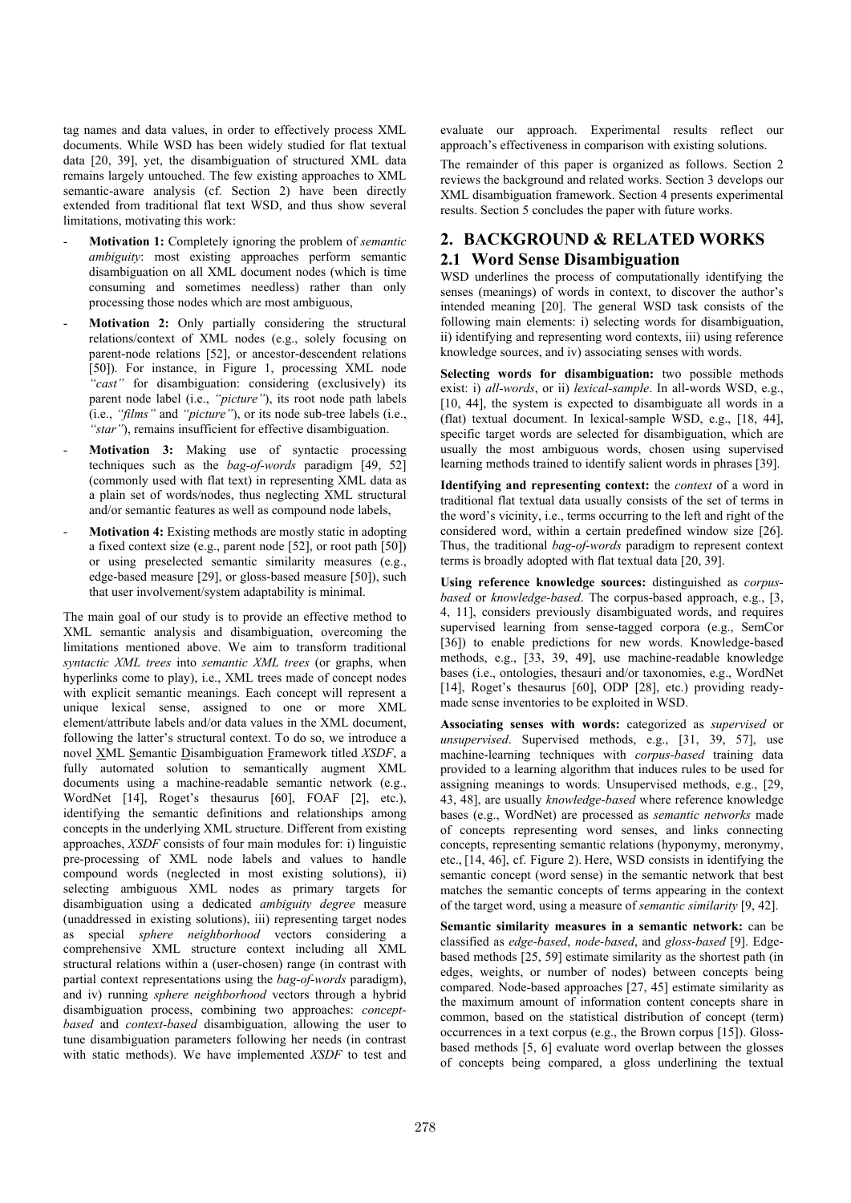tag names and data values, in order to effectively process XML documents. While WSD has been widely studied for flat textual data [20, 39], yet, the disambiguation of structured XML data remains largely untouched. The few existing approaches to XML semantic-aware analysis (cf. Section 2) have been directly extended from traditional flat text WSD, and thus show several limitations, motivating this work:

- **Motivation 1:** Completely ignoring the problem of *semantic ambiguity*: most existing approaches perform semantic disambiguation on all XML document nodes (which is time consuming and sometimes needless) rather than only processing those nodes which are most ambiguous,
- **Motivation 2:** Only partially considering the structural relations/context of XML nodes (e.g., solely focusing on parent-node relations [52], or ancestor-descendent relations [50]). For instance, in Figure 1, processing XML node *"cast"* for disambiguation: considering (exclusively) its parent node label (i.e., *"picture"*), its root node path labels (i.e., *"films"* and *"picture"*), or its node sub-tree labels (i.e., *"star"*), remains insufficient for effective disambiguation.
- **Motivation 3:** Making use of syntactic processing techniques such as the *bag-of-words* paradigm [49, 52] (commonly used with flat text) in representing XML data as a plain set of words/nodes, thus neglecting XML structural and/or semantic features as well as compound node labels,
- **Motivation 4:** Existing methods are mostly static in adopting a fixed context size (e.g., parent node [52], or root path [50]) or using preselected semantic similarity measures (e.g., edge-based measure [29], or gloss-based measure [50]), such that user involvement/system adaptability is minimal.

The main goal of our study is to provide an effective method to XML semantic analysis and disambiguation, overcoming the limitations mentioned above. We aim to transform traditional *syntactic XML trees* into *semantic XML trees* (or graphs, when hyperlinks come to play), i.e., XML trees made of concept nodes with explicit semantic meanings. Each concept will represent a unique lexical sense, assigned to one or more XML element/attribute labels and/or data values in the XML document, following the latter's structural context. To do so, we introduce a novel XML Semantic Disambiguation Framework titled *XSDF*, a fully automated solution to semantically augment XML documents using a machine-readable semantic network (e.g., WordNet [14], Roget's thesaurus [60], FOAF [2], etc.), identifying the semantic definitions and relationships among concepts in the underlying XML structure. Different from existing approaches, *XSDF* consists of four main modules for: i) linguistic pre-processing of XML node labels and values to handle compound words (neglected in most existing solutions), ii) selecting ambiguous XML nodes as primary targets for disambiguation using a dedicated *ambiguity degree* measure (unaddressed in existing solutions), iii) representing target nodes as special *sphere neighborhood* vectors considering a comprehensive XML structure context including all XML structural relations within a (user-chosen) range (in contrast with partial context representations using the *bag-of-words* paradigm), and iv) running *sphere neighborhood* vectors through a hybrid disambiguation process, combining two approaches: *concept-based* and *context-based* disambiguation, allowing the user to tune disambiguation parameters following her needs (in contrast with static methods). We have implemented *XSDF* to test and evaluate our approach. Experimental results reflect our approach's effectiveness in comparison with existing solutions.

The remainder of this paper is organized as follows. Section 2 reviews the background and related works. Section 3 develops our XML disambiguation framework. Section 4 presents experimental results. Section 5 concludes the paper with future works.

## 2. BACKGROUND & RELATED WORKS

### 2.1 Word Sense Disambiguation

WSD underlines the process of computationally identifying the senses (meanings) of words in context, to discover the author's intended meaning [20]. The general WSD task consists of the following main elements: i) selecting words for disambiguation, ii) identifying and representing word contexts, iii) using reference knowledge sources, and iv) associating senses with words.

**Selecting words for disambiguation:** two possible methods exist: i) *all-words*, or ii) *lexical-sample*. In all-words WSD, e.g., [10, 44], the system is expected to disambiguate all words in a (flat) textual document. In lexical-sample WSD, e.g., [18, 44], specific target words are selected for disambiguation, which are usually the most ambiguous words, chosen using supervised learning methods trained to identify salient words in phrases [39].

**Identifying and representing context:** the *context* of a word in traditional flat textual data usually consists of the set of terms in the word's vicinity, i.e., terms occurring to the left and right of the considered word, within a certain predefined window size [26]. Thus, the traditional *bag-of-words* paradigm to represent context terms is broadly adopted with flat textual data [20, 39].

**Using reference knowledge sources:** distinguished as *corpus-based* or *knowledge-based*. The corpus-based approach, e.g., [3, 4, 11], considers previously disambiguated words, and requires supervised learning from sense-tagged corpora (e.g., SemCor [36]) to enable predictions for new words. Knowledge-based methods, e.g., [33, 39, 49], use machine-readable knowledge bases (i.e., ontologies, thesauri and/or taxonomies, e.g., WordNet [14], Roget's thesaurus [60], ODP [28], etc.) providing ready-made sense inventories to be exploited in WSD.

**Associating senses with words:** categorized as *supervised* or *unsupervised*. Supervised methods, e.g., [31, 39, 57], use machine-learning techniques with *corpus-based* training data provided to a learning algorithm that induces rules to be used for assigning meanings to words. Unsupervised methods, e.g., [29, 43, 48], are usually *knowledge-based* where reference knowledge bases (e.g., WordNet) are processed as *semantic networks* made of concepts representing word senses, and links connecting concepts, representing semantic relations (hyponymy, meronymy, etc., [14, 46], cf. Figure 2). Here, WSD consists in identifying the semantic concept (word sense) in the semantic network that best matches the semantic concepts of terms appearing in the context of the target word, using a measure of *semantic similarity* [9, 42].

**Semantic similarity measures in a semantic network:** can be classified as *edge-based*, *node-based*, and *gloss-based* [9]. Edge-based methods [25, 59] estimate similarity as the shortest path (in edges, weights, or number of nodes) between concepts being compared. Node-based approaches [27, 45] estimate similarity as the maximum amount of information content concepts share in common, based on the statistical distribution of concept (term) occurrences in a text corpus (e.g., the Brown corpus [15]). Gloss-based methods [5, 6] evaluate word overlap between the glosses of concepts being compared, a gloss underlining the textual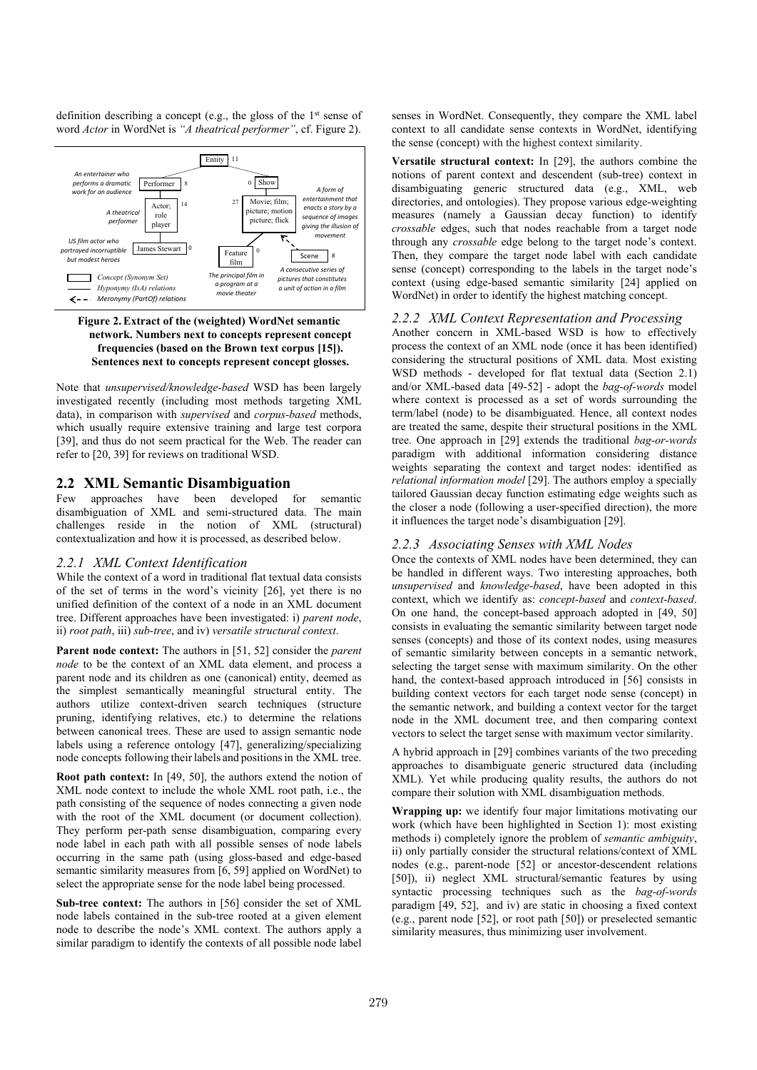definition describing a concept (e.g., the gloss of the 1st sense of word *Actor* in WordNet is *"A theatrical performer"*, cf. Figure 2).

**Figure 2. Extract of the (weighted) WordNet semantic network. Numbers next to concepts represent concept frequencies (based on the Brown text corpus [15]). Sentences next to concepts represent concept glosses.**

Note that *unsupervised/knowledge-based* WSD has been largely investigated recently (including most methods targeting XML data), in comparison with *supervised* and *corpus-based* methods, which usually require extensive training and large test corpora [39], and thus do not seem practical for the Web. The reader can refer to [20, 39] for reviews on traditional WSD.

## 2.2 XML Semantic Disambiguation

Few approaches have been developed for semantic disambiguation of XML and semi-structured data. The main challenges reside in the notion of XML (structural) contextualization and how it is processed, as described below.

### *2.2.1 XML Context Identification*

While the context of a word in traditional flat textual data consists of the set of terms in the word's vicinity [26], yet there is no unified definition of the context of a node in an XML document tree. Different approaches have been investigated: i) *parent node*, ii) *root path*, iii) *sub-tree*, and iv) *versatile structural context*.

**Parent node context:** The authors in [51, 52] consider the *parent node* to be the context of an XML data element, and process a parent node and its children as one (canonical) entity, deemed as the simplest semantically meaningful structural entity. The authors utilize context-driven search techniques (structure pruning, identifying relatives, etc.) to determine the relations between canonical trees. These are used to assign semantic node labels using a reference ontology [47], generalizing/specializing node concepts following their labels and positions in the XML tree.

**Root path context:** In [49, 50], the authors extend the notion of XML node context to include the whole XML root path, i.e., the path consisting of the sequence of nodes connecting a given node with the root of the XML document (or document collection). They perform per-path sense disambiguation, comparing every node label in each path with all possible senses of node labels occurring in the same path (using gloss-based and edge-based semantic similarity measures from [6, 59] applied on WordNet) to select the appropriate sense for the node label being processed.

**Sub-tree context:** The authors in [56] consider the set of XML node labels contained in the sub-tree rooted at a given element node to describe the node's XML context. The authors apply a similar paradigm to identify the contexts of all possible node label senses in WordNet. Consequently, they compare the XML label context to all candidate sense contexts in WordNet, identifying the sense (concept) with the highest context similarity.

**Versatile structural context:** In [29], the authors combine the notions of parent context and descendent (sub-tree) context in disambiguating generic structured data (e.g., XML, web directories, and ontologies). They propose various edge-weighting measures (namely a Gaussian decay function) to identify *crossable* edges, such that nodes reachable from a target node through any *crossable* edge belong to the target node's context. Then, they compare the target node label with each candidate sense (concept) corresponding to the labels in the target node's context (using edge-based semantic similarity [24] applied on WordNet) in order to identify the highest matching concept.

### *2.2.2 XML Context Representation and Processing*

Another concern in XML-based WSD is how to effectively process the context of an XML node (once it has been identified) considering the structural positions of XML data. Most existing WSD methods - developed for flat textual data (Section 2.1) and/or XML-based data [49-52] - adopt the *bag-of-words* model where context is processed as a set of words surrounding the term/label (node) to be disambiguated. Hence, all context nodes are treated the same, despite their structural positions in the XML tree. One approach in [29] extends the traditional *bag-or-words* paradigm with additional information considering distance weights separating the context and target nodes: identified as *relational information model* [29]. The authors employ a specially tailored Gaussian decay function estimating edge weights such as the closer a node (following a user-specified direction), the more it influences the target node's disambiguation [29].

### *2.2.3 Associating Senses with XML Nodes*

Once the contexts of XML nodes have been determined, they can be handled in different ways. Two interesting approaches, both *unsupervised* and *knowledge-based*, have been adopted in this context, which we identify as: *concept-based* and *context-based*. On one hand, the concept-based approach adopted in [49, 50] consists in evaluating the semantic similarity between target node senses (concepts) and those of its context nodes, using measures of semantic similarity between concepts in a semantic network, selecting the target sense with maximum similarity. On the other hand, the context-based approach introduced in [56] consists in building context vectors for each target node sense (concept) in the semantic network, and building a context vector for the target node in the XML document tree, and then comparing context vectors to select the target sense with maximum vector similarity.

A hybrid approach in [29] combines variants of the two preceding approaches to disambiguate generic structured data (including XML). Yet while producing quality results, the authors do not compare their solution with XML disambiguation methods.

**Wrapping up:** we identify four major limitations motivating our work (which have been highlighted in Section 1): most existing methods i) completely ignore the problem of *semantic ambiguity*, ii) only partially consider the structural relations/context of XML nodes (e.g., parent-node [52] or ancestor-descendent relations [50]), ii) neglect XML structural/semantic features by using syntactic processing techniques such as the *bag-of-words* paradigm [49, 52], and iv) are static in choosing a fixed context (e.g., parent node [52], or root path [50]) or preselected semantic similarity measures, thus minimizing user involvement.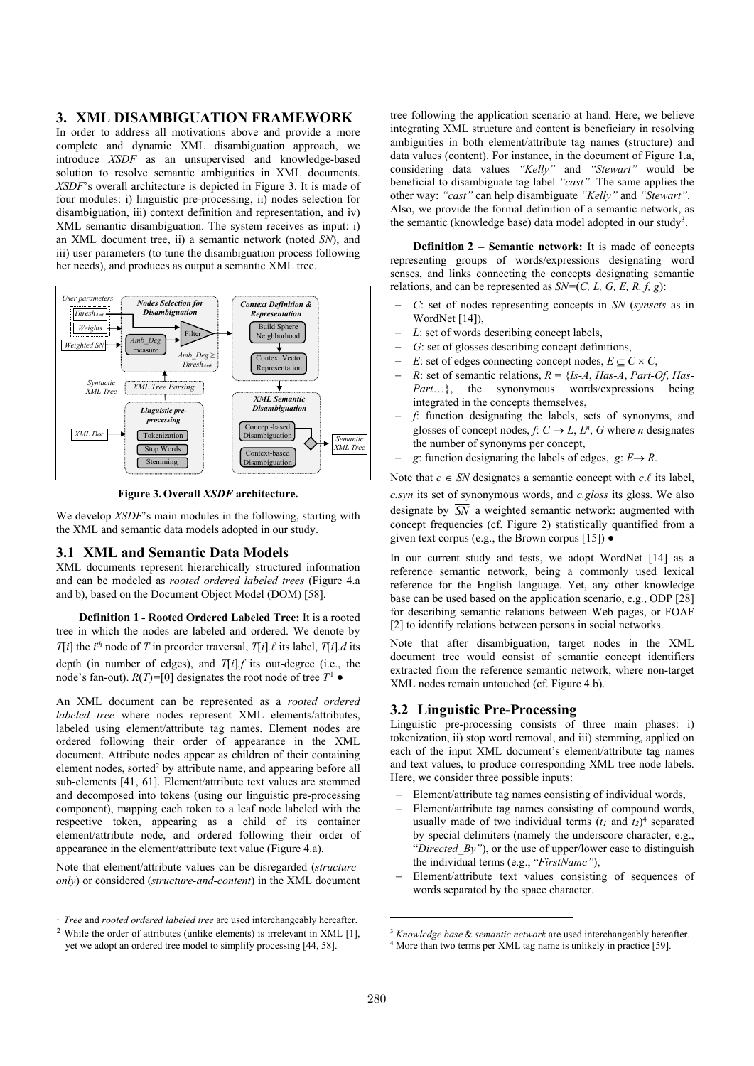## 3. XML DISAMBIGUATION FRAMEWORK

In order to address all motivations above and provide a more complete and dynamic XML disambiguation approach, we introduce *XSDF* as an unsupervised and knowledge-based solution to resolve semantic ambiguities in XML documents. *XSDF*'s overall architecture is depicted in Figure 3. It is made of four modules: i) linguistic pre-processing, ii) nodes selection for disambiguation, iii) context definition and representation, and iv) XML semantic disambiguation. The system receives as input: i) an XML document tree, ii) a semantic network (noted *SN*), and iii) user parameters (to tune the disambiguation process following her needs), and produces as output a semantic XML tree.

**Figure 3. Overall *XSDF* architecture.**

We develop *XSDF*'s main modules in the following, starting with the XML and semantic data models adopted in our study.

### 3.1 XML and Semantic Data Models

XML documents represent hierarchically structured information and can be modeled as *rooted ordered labeled trees* (Figure 4.a and b), based on the Document Object Model (DOM) [58].

**Definition 1 - Rooted Ordered Labeled Tree:** It is a rooted tree in which the nodes are labeled and ordered. We denote by $T[i]$ the $i^{th}$ node of $T$ in preorder traversal, $T[i].\ell$ its label, $T[i].d$ its depth (in number of edges), and $T[i].f$ its out-degree (i.e., the node's fan-out). $R(T)=[0]$ designates the root node of tree $T$[1] ●

An XML document can be represented as a *rooted ordered labeled tree* where nodes represent XML elements/attributes, labeled using element/attribute tag names. Element nodes are ordered following their order of appearance in the XML document. Attribute nodes appear as children of their containing element nodes, sorted[2] by attribute name, and appearing before all sub-elements [41, 61]. Element/attribute text values are stemmed and decomposed into tokens (using our linguistic pre-processing component), mapping each token to a leaf node labeled with the respective token, appearing as a child of its container element/attribute node, and ordered following their order of appearance in the element/attribute text value (Figure 4.a).

Note that element/attribute values can be disregarded (*structure-only*) or considered (*structure-and-content*) in the XML document tree following the application scenario at hand. Here, we believe integrating XML structure and content is beneficiary in resolving ambiguities in both element/attribute tag names (structure) and data values (content). For instance, in the document of Figure 1.a, considering data values *"Kelly"* and *"Stewart"* would be beneficial to disambiguate tag label *"cast"*. The same applies the other way: *"cast"* can help disambiguate *"Kelly"* and *"Stewart"*. Also, we provide the formal definition of a semantic network, as the semantic (knowledge base) data model adopted in our study[3].

**Definition 2 – Semantic network:** It is made of concepts representing groups of words/expressions designating word senses, and links connecting the concepts designating semantic relations, and can be represented as $SN=(C, L, G, E, R, f, g)$:

- $C$: set of nodes representing concepts in *SN* (*synsets* as in WordNet [14]),
- $L$: set of words describing concept labels,
- $G$: set of glosses describing concept definitions,
- $E$: set of edges connecting concept nodes, $E \subseteq C \times C$,
- $R$: set of semantic relations, $R$ = {*Is-A*, *Has-A*, *Part-Of*, *Has-Part*…}, the synonymous words/expressions being integrated in the concepts themselves,
- $f$: function designating the labels, sets of synonyms, and glosses of concept nodes, $f$: $C \rightarrow L, L^n, G$ where $n$ designates the number of synonyms per concept,
- $g$: function designating the labels of edges, $g$: $E \rightarrow R$.

Note that $c \in SN$ designates a semantic concept with $c.\ell$ its label, $c.syn$ its set of synonymous words, and $c.gloss$ its gloss. We also designate by $\overline{SN}$ a weighted semantic network: augmented with concept frequencies (cf. Figure 2) statistically quantified from a given text corpus (e.g., the Brown corpus [15]) ●

In our current study and tests, we adopt WordNet [14] as a reference semantic network, being a commonly used lexical reference for the English language. Yet, any other knowledge base can be used based on the application scenario, e.g., ODP [28] for describing semantic relations between Web pages, or FOAF [2] to identify relations between persons in social networks.

Note that after disambiguation, target nodes in the XML document tree would consist of semantic concept identifiers extracted from the reference semantic network, where non-target XML nodes remain untouched (cf. Figure 4.b).

### 3.2 Linguistic Pre-Processing

Linguistic pre-processing consists of three main phases: i) tokenization, ii) stop word removal, and iii) stemming, applied on each of the input XML document's element/attribute tag names and text values, to produce corresponding XML tree node labels. Here, we consider three possible inputs:

- Element/attribute tag names consisting of individual words,
- Element/attribute tag names consisting of compound words, usually made of two individual terms ($t_1$ and $t_2$)[4] separated by special delimiters (namely the underscore character, e.g., "*Directed_By*"), or the use of upper/lower case to distinguish the individual terms (e.g., "*FirstName*"),
- Element/attribute text values consisting of sequences of words separated by the space character.

---

[1] *Tree* and *rooted ordered labeled tree* are used interchangeably hereafter.

[2] While the order of attributes (unlike elements) is irrelevant in XML [1], yet we adopt an ordered tree model to simplify processing [44, 58].

[3] *Knowledge base* & *semantic network* are used interchangeably hereafter.

[4] More than two terms per XML tag name is unlikely in practice [59].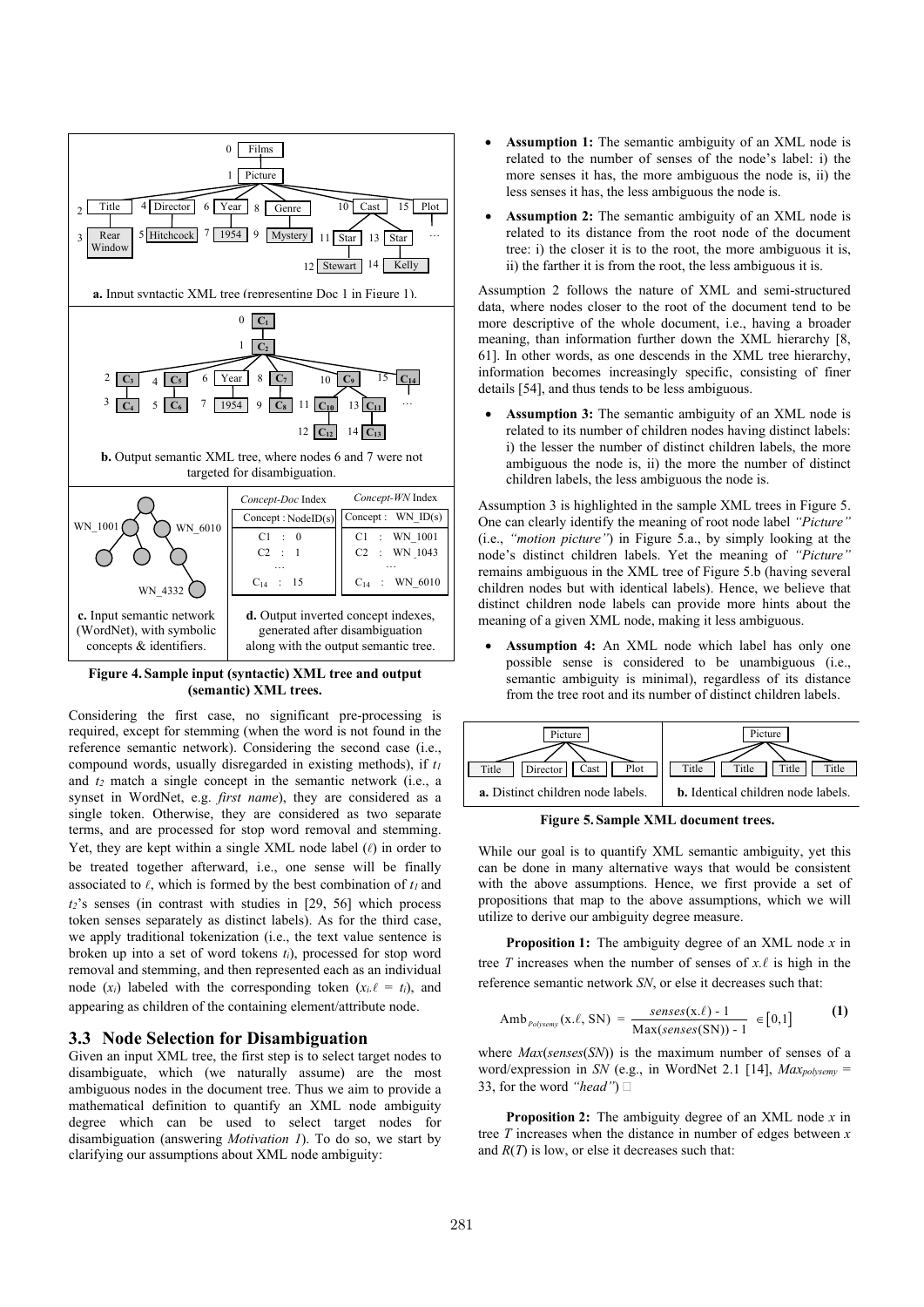**Figure 4. Sample input (syntactic) XML tree and output (semantic) XML trees.**

a. Input syntactic XML tree (representing Doc 1 in Figure 1).

b. Output semantic XML tree, where nodes 6 and 7 were not targeted for disambiguation.

c. Input semantic network (WordNet), with symbolic concepts & identifiers.

d. Output inverted concept indexes, generated after disambiguation along with the output semantic tree.

Considering the first case, no significant pre-processing is required, except for stemming (when the word is not found in the reference semantic network). Considering the second case (i.e., compound words, usually disregarded in existing methods), if $t_1$ and $t_2$ match a single concept in the semantic network (i.e., a synset in WordNet, e.g. *first name*), they are considered as a single token. Otherwise, they are considered as two separate terms, and are processed for stop word removal and stemming. Yet, they are kept within a single XML node label ($\ell$) in order to be treated together afterward, i.e., one sense will be finally associated to $\ell$, which is formed by the best combination of $t_1$ and $t_2$'s senses (in contrast with studies in [29, 56] which process token senses separately as distinct labels). As for the third case, we apply traditional tokenization (i.e., the text value sentence is broken up into a set of word tokens $t_i$), processed for stop word removal and stemming, and then represented each as an individual node ($x_i$) labeled with the corresponding token ($x_i.\ell = t_i$), and appearing as children of the containing element/attribute node.

### 3.3 Node Selection for Disambiguation

Given an input XML tree, the first step is to select target nodes to disambiguate, which (we naturally assume) are the most ambiguous nodes in the document tree. Thus we aim to provide a mathematical definition to quantify an XML node ambiguity degree which can be used to select target nodes for disambiguation (answering *Motivation 1*). To do so, we start by clarifying our assumptions about XML node ambiguity:

- **Assumption 1:** The semantic ambiguity of an XML node is related to the number of senses of the node's label: i) the more senses it has, the more ambiguous the node is, ii) the less senses it has, the less ambiguous the node is.
- **Assumption 2:** The semantic ambiguity of an XML node is related to its distance from the root node of the document tree: i) the closer it is to the root, the more ambiguous it is, ii) the farther it is from the root, the less ambiguous it is.

Assumption 2 follows the nature of XML and semi-structured data, where nodes closer to the root of the document tend to be more descriptive of the whole document, i.e., having a broader meaning, than information further down the XML hierarchy [8, 61]. In other words, as one descends in the XML tree hierarchy, information becomes increasingly specific, consisting of finer details [54], and thus tends to be less ambiguous.

- **Assumption 3:** The semantic ambiguity of an XML node is related to its number of children nodes having distinct labels: i) the lesser the number of distinct children labels, the more ambiguous the node is, ii) the more the number of distinct children labels, the less ambiguous the node is.

Assumption 3 is highlighted in the sample XML trees in Figure 5. One can clearly identify the meaning of root node label *"Picture"* (i.e., *"motion picture"*) in Figure 5.a., by simply looking at the node's distinct children labels. Yet the meaning of *"Picture"* remains ambiguous in the XML tree of Figure 5.b (having several children nodes but with identical labels). Hence, we believe that distinct children node labels can provide more hints about the meaning of a given XML node, making it less ambiguous.

- **Assumption 4:** An XML node which label has only one possible sense is considered to be unambiguous (i.e., semantic ambiguity is minimal), regardless of its distance from the tree root and its number of distinct children labels.

a. Distinct children node labels. b. Identical children node labels.

**Figure 5. Sample XML document trees.**

While our goal is to quantify XML semantic ambiguity, yet this can be done in many alternative ways that would be consistent with the above assumptions. Hence, we first provide a set of propositions that map to the above assumptions, which we will utilize to derive our ambiguity degree measure.

**Proposition 1:** The ambiguity degree of an XML node $x$ in tree $T$ increases when the number of senses of $x.\ell$ is high in the reference semantic network $SN$, or else it decreases such that:

$$\text{Amb}_{Polysemy}(x.\ell, \text{SN}) = \frac{senses(x.\ell) - 1}{\text{Max}(senses(\text{SN})) - 1} \in [0,1] \tag{1}$$

where $Max(senses(SN))$ is the maximum number of senses of a word/expression in $SN$ (e.g., in WordNet 2.1 [14], $Max_{polysemy}$ = 33, for the word *"head"*) □

**Proposition 2:** The ambiguity degree of an XML node $x$ in tree $T$ increases when the distance in number of edges between $x$ and $R(T)$ is low, or else it decreases such that: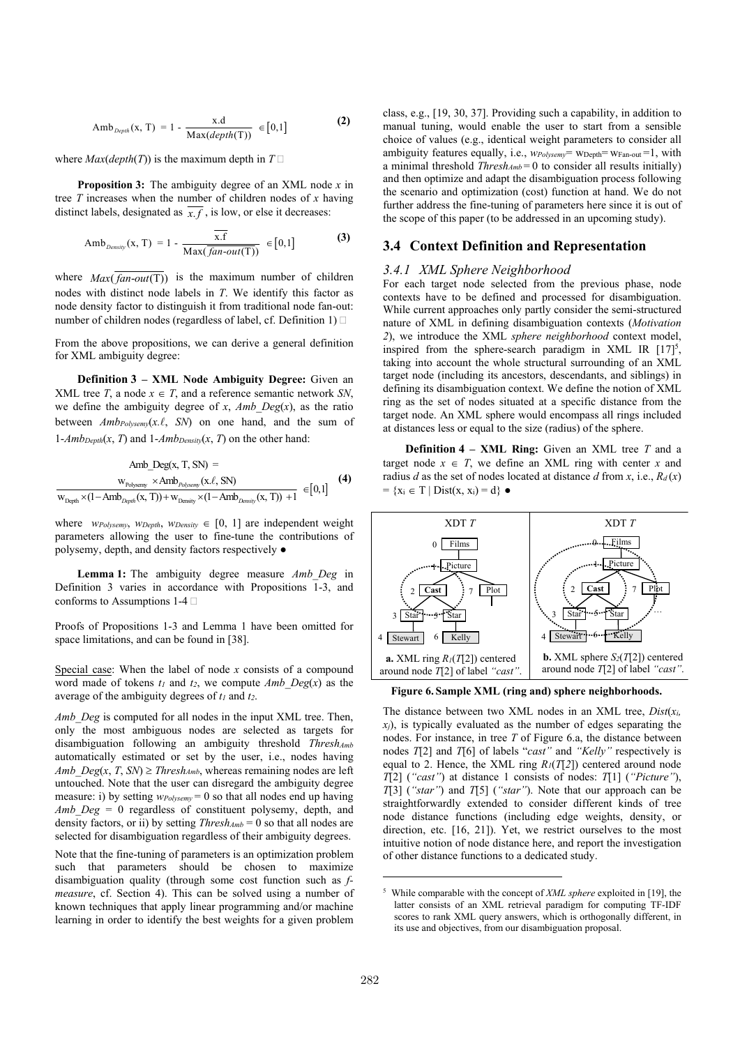$$\text{Amb}_{Depth}(\text{x, T}) = 1 - \frac{\text{x.d}}{\text{Max}(depth(\text{T}))} \in [0,1] \quad \textbf{(2)}$$

where $Max(depth(T))$ is the maximum depth in $T$ □

**Proposition 3:** The ambiguity degree of an XML node $x$ in tree $T$ increases when the number of children nodes of $x$ having distinct labels, designated as $\overline{x.f}$, is low, or else it decreases:

$$\text{Amb}_{Density}(\text{x, T}) = 1 - \frac{\overline{\text{x.f}}}{\text{Max}(\overline{fan\text{-}out}(\text{T}))} \in [0,1] \quad \textbf{(3)}$$

where $Max(\overline{fan\text{-}out}(\text{T}))$ is the maximum number of children nodes with distinct node labels in $T$. We identify this factor as node density factor to distinguish it from traditional node fan-out: number of children nodes (regardless of label, cf. Definition 1) □

From the above propositions, we can derive a general definition for XML ambiguity degree:

**Definition 3 – XML Node Ambiguity Degree:** Given an XML tree $T$, a node $x \in T$, and a reference semantic network $SN$, we define the ambiguity degree of $x$, $Amb\_Deg(x)$, as the ratio between $Amb_{Polysemy}(x.\ell, SN)$ on one hand, and the sum of $1\text{-}Amb_{Depth}(x, T)$ and $1\text{-}Amb_{Density}(x, T)$ on the other hand:

$$\text{Amb\_Deg(x, T, SN)} = \frac{\text{w}_{\text{Polysemy}} \times \text{Amb}_{Polysemy}(\text{x}.\ell, \text{SN})}{\text{w}_{\text{Depth}} \times (1 - \text{Amb}_{Depth}(\text{x, T})) + \text{w}_{\text{Density}} \times (1 - \text{Amb}_{Density}(\text{x, T})) + 1} \in [0,1] \quad \textbf{(4)}$$

where $w_{Polysemy}$, $w_{Depth}$, $w_{Density} \in [0, 1]$ are independent weight parameters allowing the user to fine-tune the contributions of polysemy, depth, and density factors respectively ●

**Lemma 1:** The ambiguity degree measure *Amb_Deg* in Definition 3 varies in accordance with Propositions 1-3, and conforms to Assumptions 1-4 □

Proofs of Propositions 1-3 and Lemma 1 have been omitted for space limitations, and can be found in [38].

Special case: When the label of node $x$ consists of a compound word made of tokens $t_1$ and $t_2$, we compute $Amb\_Deg(x)$ as the average of the ambiguity degrees of $t_1$ and $t_2$.

*Amb_Deg* is computed for all nodes in the input XML tree. Then, only the most ambiguous nodes are selected as targets for disambiguation following an ambiguity threshold $Thresh_{Amb}$ automatically estimated or set by the user, i.e., nodes having $Amb\_Deg(x, T, SN) \geq Thresh_{Amb}$, whereas remaining nodes are left untouched. Note that the user can disregard the ambiguity degree measure: i) by setting $w_{Polysemy} = 0$ so that all nodes end up having $Amb\_Deg = 0$ regardless of constituent polysemy, depth, and density factors, or ii) by setting $Thresh_{Amb} = 0$ so that all nodes are selected for disambiguation regardless of their ambiguity degrees.

Note that the fine-tuning of parameters is an optimization problem such that parameters should be chosen to maximize disambiguation quality (through some cost function such as *f-measure*, cf. Section 4). This can be solved using a number of known techniques that apply linear programming and/or machine learning in order to identify the best weights for a given problem class, e.g., [19, 30, 37]. Providing such a capability, in addition to manual tuning, would enable the user to start from a sensible choice of values (e.g., identical weight parameters to consider all ambiguity features equally, i.e., $w_{Polysemy} = w_{Depth} = w_{Fan\text{-}out} = 1$, with a minimal threshold $Thresh_{Amb} = 0$ to consider all results initially) and then optimize and adapt the disambiguation process following the scenario and optimization (cost) function at hand. We do not further address the fine-tuning of parameters here since it is out of the scope of this paper (to be addressed in an upcoming study).

## 3.4 Context Definition and Representation

### 3.4.1 XML Sphere Neighborhood

For each target node selected from the previous phase, node contexts have to be defined and processed for disambiguation. While current approaches only partly consider the semi-structured nature of XML in defining disambiguation contexts (*Motivation 2*), we introduce the XML *sphere neighborhood* context model, inspired from the sphere-search paradigm in XML IR [17][5], taking into account the whole structural surrounding of an XML target node (including its ancestors, descendants, and siblings) in defining its disambiguation context. We define the notion of XML ring as the set of nodes situated at a specific distance from the target node. An XML sphere would encompass all rings included at distances less or equal to the size (radius) of the sphere.

**Definition 4 – XML Ring:** Given an XML tree $T$ and a target node $x \in T$, we define an XML ring with center $x$ and radius $d$ as the set of nodes located at distance $d$ from $x$, i.e., $R_d(x) = \{x_i \in T \mid Dist(x, x_i) = d\}$ ●

**a.** XML ring $R_1(T[2])$ centered around node $T[2]$ of label *"cast"*.

**b.** XML sphere $S_2(T[2])$ centered around node $T[2]$ of label *"cast"*.

**Figure 6.** Sample XML (ring and) sphere neighborhoods.

The distance between two XML nodes in an XML tree, $Dist(x_i, x_j)$, is typically evaluated as the number of edges separating the nodes. For instance, in tree $T$ of Figure 6.a, the distance between nodes $T[2]$ and $T[6]$ of labels "*cast*" and *"Kelly"* respectively is equal to 2. Hence, the XML ring $R_1(T[2])$ centered around node $T[2]$ (*"cast"*) at distance 1 consists of nodes: $T[1]$ (*"Picture"*), $T[3]$ (*"star"*) and $T[5]$ (*"star"*). Note that our approach can be straightforwardly extended to consider different kinds of tree node distance functions (including edge weights, density, or direction, etc. [16, 21]). Yet, we restrict ourselves to the most intuitive notion of node distance here, and report the investigation of other distance functions to a dedicated study.

[5] While comparable with the concept of *XML sphere* exploited in [19], the latter consists of an XML retrieval paradigm for computing TF-IDF scores to rank XML query answers, which is orthogonally different, in its use and objectives, from our disambiguation proposal.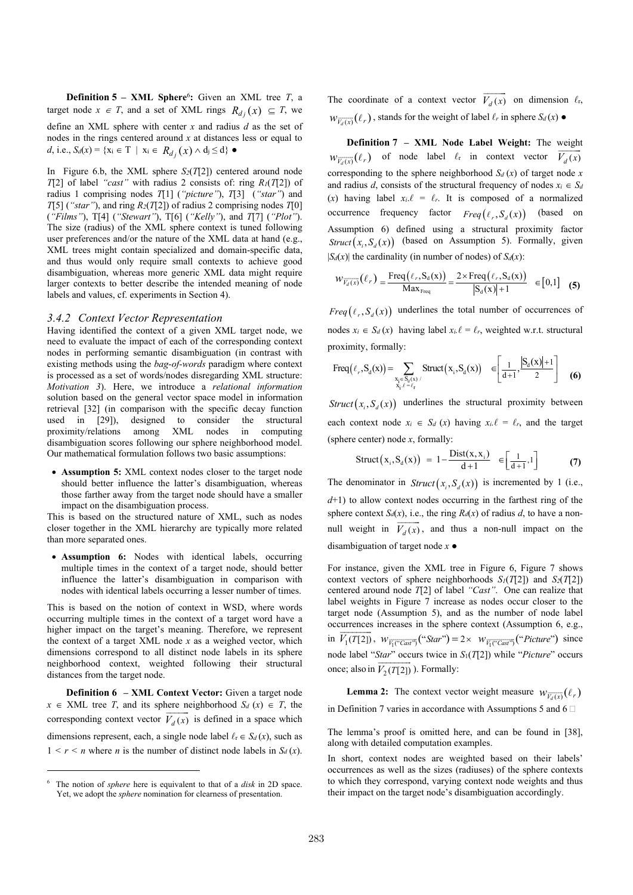**Definition 5 – XML Sphere**[6]**:** Given an XML tree $T$, a target node $x \in T$, and a set of XML rings $R_{d_j}(x) \subseteq T$, we define an XML sphere with center $x$ and radius $d$ as the set of nodes in the rings centered around $x$ at distances less or equal to $d$, i.e., $S_d(x) = \{x_i \in T \mid x_i \in R_{d_j}(x) \wedge d_j \leq d\}$ ●

In Figure 6.b, the XML sphere $S_2(T[2])$ centered around node $T[2]$ of label *"cast"* with radius 2 consists of: ring $R_1(T[2])$ of radius 1 comprising nodes $T[1]$ (*"picture"*), $T[3]$ (*"star"*) and $T[5]$ (*"star"*), and ring $R_2(T[2])$ of radius 2 comprising nodes $T[0]$ (*"Films"*), $T[4]$ (*"Stewart"*), $T[6]$ (*"Kelly"*), and $T[7]$ (*"Plot"*). The size (radius) of the XML sphere context is tuned following user preferences and/or the nature of the XML data at hand (e.g., XML trees might contain specialized and domain-specific data, and thus would only require small contexts to achieve good disambiguation, whereas more generic XML data might require larger contexts to better describe the intended meaning of node labels and values, cf. experiments in Section 4).

### *3.4.2 Context Vector Representation*

Having identified the context of a given XML target node, we need to evaluate the impact of each of the corresponding context nodes in performing semantic disambiguation (in contrast with existing methods using the *bag-of-words* paradigm where context is processed as a set of words/nodes disregarding XML structure: *Motivation 3*). Here, we introduce a *relational information* solution based on the general vector space model in information retrieval [32] (in comparison with the specific decay function used in [29]), designed to consider the structural proximity/relations among XML nodes in computing disambiguation scores following our sphere neighborhood model. Our mathematical formulation follows two basic assumptions:

- **Assumption 5:** XML context nodes closer to the target node should better influence the latter's disambiguation, whereas those farther away from the target node should have a smaller impact on the disambiguation process.

This is based on the structured nature of XML, such as nodes closer together in the XML hierarchy are typically more related than more separated ones.

- **Assumption 6:** Nodes with identical labels, occurring multiple times in the context of a target node, should better influence the latter's disambiguation in comparison with nodes with identical labels occurring a lesser number of times.

This is based on the notion of context in WSD, where words occurring multiple times in the context of a target word have a higher impact on the target's meaning. Therefore, we represent the context of a target XML node $x$ as a weighed vector, which dimensions correspond to all distinct node labels in its sphere neighborhood context, weighted following their structural distances from the target node.

**Definition 6 – XML Context Vector:** Given a target node $x \in$ XML tree $T$, and its sphere neighborhood $S_d(x) \in T$, the corresponding context vector $\overrightarrow{V_d(x)}$ is defined in a space which dimensions represent, each, a single node label $\ell_r \in S_d(x)$, such as $1 < r < n$ where $n$ is the number of distinct node labels in $S_d(x)$. The coordinate of a context vector $\overrightarrow{V_d(x)}$ on dimension $\ell_r$, $w_{\overrightarrow{V_d(x)}}(\ell_r)$, stands for the weight of label $\ell_r$ in sphere $S_d(x)$ ●

**Definition 7 – XML Node Label Weight:** The weight $w_{\overrightarrow{V_d(x)}}(\ell_r)$ of node label $\ell_r$ in context vector $\overrightarrow{V_d(x)}$ corresponding to the sphere neighborhood $S_d(x)$ of target node $x$ and radius $d$, consists of the structural frequency of nodes $x_i \in S_d(x)$ having label $x_i.\ell = \ell_r$. It is composed of a normalized occurrence frequency factor $Freq(\ell_r, S_d(x))$ (based on Assumption 6) defined using a structural proximity factor $Struct(x_i, S_d(x))$ (based on Assumption 5). Formally, given $|S_d(x)|$ the cardinality (in number of nodes) of $S_d(x)$:

$$w_{\overrightarrow{V_d(x)}}(\ell_r) = \frac{\text{Freq}(\ell_r, \text{S}_d(\text{x}))}{\text{Max}_{\text{Freq}}} = \frac{2 \times \text{Freq}(\ell_r, \text{S}_d(\text{x}))}{|\text{S}_d(\text{x})| + 1} \quad \in [0,1] \qquad (5)$$

$Freq(\ell_r, S_d(x))$ underlines the total number of occurrences of nodes $x_i \in S_d(x)$ having label $x_i.\ell = \ell_r$, weighted w.r.t. structural proximity, formally:

$$\text{Freq}(\ell_r, \text{S}_d(\text{x})) = \sum_{\substack{x_i \in S_d(x) \, / \\ x_i.\ell = \ell_r}} \text{Struct}(x_i, \text{S}_d(\text{x})) \quad \in \left[\frac{1}{d+1}, \frac{|\text{S}_d(\text{x})| + 1}{2}\right] \qquad (6)$$

$Struct(x_i, S_d(x))$ underlines the structural proximity between each context node $x_i \in S_d(x)$ having $x_i.\ell = \ell_r$, and the target (sphere center) node $x$, formally:

$$\text{Struct}(x_i, \text{S}_d(\text{x})) = 1 - \frac{\text{Dist}(x, x_i)}{d+1} \quad \in \left[\frac{1}{d+1}, 1\right] \qquad (7)$$

The denominator in $Struct(x_i, S_d(x))$ is incremented by 1 (i.e., $d+1$) to allow context nodes occurring in the farthest ring of the sphere context $S_d(x)$, i.e., the ring $R_d(x)$ of radius $d$, to have a non-null weight in $\overrightarrow{V_d(x)}$, and thus a non-null impact on the disambiguation of target node $x$ ●

For instance, given the XML tree in Figure 6, Figure 7 shows context vectors of sphere neighborhoods $S_1(T[2])$ and $S_2(T[2])$ centered around node $T[2]$ of label *"Cast"*. One can realize that label weights in Figure 7 increase as nodes occur closer to the target node (Assumption 5), and as the number of node label occurrences increases in the sphere context (Assumption 6, e.g., in $\overrightarrow{V_1(T[2])}$, $w_{\overrightarrow{V_1(\text{"Cast"})}}(\text{"Star"}) = 2 \times w_{\overrightarrow{V_1(\text{"Cast"})}}(\text{"Picture"})$ since node label "*Star*" occurs twice in $S_1(T[2])$ while "*Picture*" occurs once; also in $\overrightarrow{V_2(T[2])}$ ). Formally:

**Lemma 2:** The context vector weight measure $w_{\overrightarrow{V_d(x)}}(\ell_r)$ in Definition 7 varies in accordance with Assumptions 5 and 6 □

The lemma's proof is omitted here, and can be found in [38], along with detailed computation examples.

In short, context nodes are weighted based on their labels' occurrences as well as the sizes (radiuses) of the sphere contexts to which they correspond, varying context node weights and thus their impact on the target node's disambiguation accordingly.

[6] The notion of *sphere* here is equivalent to that of a *disk* in 2D space. Yet, we adopt the *sphere* nomination for clearness of presentation.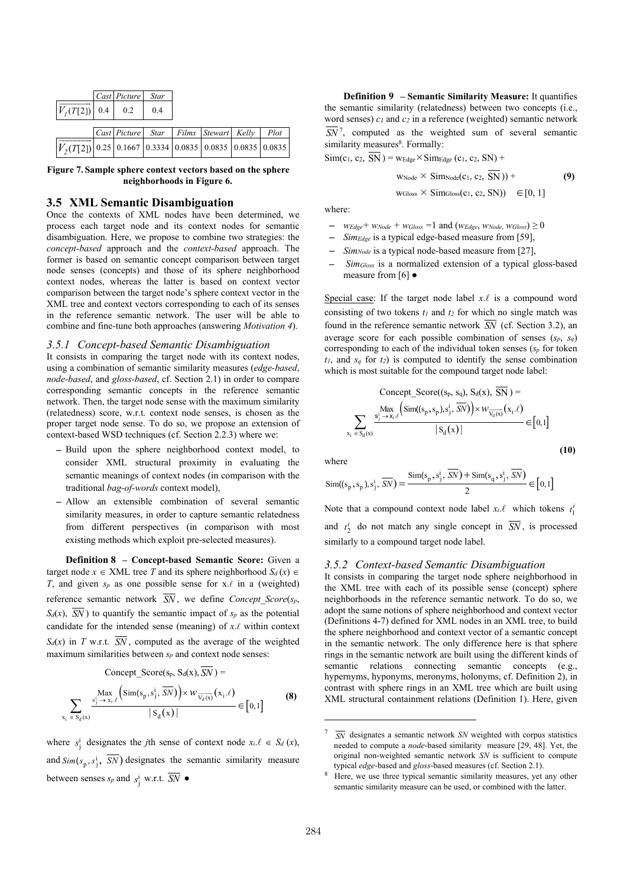| | Cast | Picture | Star |
|---|---|---|---|
| $\overrightarrow{V_1(T[2])}$ | 0.4 | 0.2 | 0.4 |

| | Cast | Picture | Star | Films | Stewart | Kelly | Plot |
|---|---|---|---|---|---|---|---|
| $\overrightarrow{V_2(T[2])}$ | 0.25 | 0.1667 | 0.3334 | 0.0835 | 0.0835 | 0.0835 | 0.0835 |

**Figure 7. Sample sphere context vectors based on the sphere neighborhoods in Figure 6.**

## 3.5 XML Semantic Disambiguation

Once the contexts of XML nodes have been determined, we process each target node and its context nodes for semantic disambiguation. Here, we propose to combine two strategies: the *concept-based* approach and the *context-based* approach. The former is based on semantic concept comparison between target node senses (concepts) and those of its sphere neighborhood context nodes, whereas the latter is based on context vector comparison between the target node's sphere context vector in the XML tree and context vectors corresponding to each of its senses in the reference semantic network. The user will be able to combine and fine-tune both approaches (answering *Motivation 4*).

### 3.5.1 Concept-based Semantic Disambiguation

It consists in comparing the target node with its context nodes, using a combination of semantic similarity measures (*edge-based*, *node-based*, and *gloss-based*, cf. Section 2.1) in order to compare corresponding semantic concepts in the reference semantic network. Then, the target node sense with the maximum similarity (relatedness) score, w.r.t. context node senses, is chosen as the proper target node sense. To do so, we propose an extension of context-based WSD techniques (cf. Section 2.2.3) where we:

- Build upon the sphere neighborhood context model, to consider XML structural proximity in evaluating the semantic meanings of context nodes (in comparison with the traditional *bag-of-words* context model),
- Allow an extensible combination of several semantic similarity measures, in order to capture semantic relatedness from different perspectives (in comparison with most existing methods which exploit pre-selected measures).

**Definition 8 – Concept-based Semantic Score:** Given a target node $x \in$ XML tree $T$ and its sphere neighborhood $S_d(x) \in T$, and given $s_p$ as one possible sense for $x.\ell$ in a (weighted) reference semantic network $\overline{SN}$, we define *Concept_Score*($s_p$, $S_d(x)$, $\overline{SN}$) to quantify the semantic impact of $s_p$ as the potential candidate for the intended sense (meaning) of $x.\ell$ within context $S_d(x)$ in $T$ w.r.t. $\overline{SN}$, computed as the average of the weighted maximum similarities between $s_p$ and context node senses:

$$\text{Concept\_Score}(s_p, S_d(x), \overline{SN}) = \sum_{x_i \in S_d(x)} \frac{\underset{s_j^i \to x_i.\ell}{\text{Max}}\left(\text{Sim}(s_p, s_j^i, \overline{SN})\right) \times w_{\overrightarrow{V_d(x)}}(x_i.\ell)}{|S_d(x)|} \in [0,1] \quad \textbf{(8)}$$

where $s_j^i$ designates the $j$th sense of context node $x_i.\ell \in S_d(x)$, and $Sim(s_p, s_j^i, \overline{SN})$ designates the semantic similarity measure between senses $s_p$ and $s_j^i$ w.r.t. $\overline{SN}$ ●

**Definition 9 – Semantic Similarity Measure:** It quantifies the semantic similarity (relatedness) between two concepts (i.e., word senses) $c_1$ and $c_2$ in a reference (weighted) semantic network $\overline{SN}$[7], computed as the weighted sum of several semantic similarity measures[8]. Formally:

$$\begin{aligned}\text{Sim}(c_1, c_2, \overline{SN}) = {} & w_{Edge} \times \text{Sim}_{Edge}(c_1, c_2, SN) + \\ & w_{Node} \times \text{Sim}_{Node}(c_1, c_2, \overline{SN})) + \\ & w_{Gloss} \times \text{Sim}_{Gloss}(c_1, c_2, SN)) \quad \in [0, 1]\end{aligned} \quad \textbf{(9)}$$

where:

- $w_{Edge} + w_{Node} + w_{Gloss} = 1$ and $(w_{Edge}, w_{Node}, w_{Gloss}) \geq 0$
- $Sim_{Edge}$ is a typical edge-based measure from [59],
- $Sim_{Node}$ is a typical node-based measure from [27],
- $Sim_{Gloss}$ is a normalized extension of a typical gloss-based measure from [6] ●

Special case: If the target node label $x.\ell$ is a compound word consisting of two tokens $t_1$ and $t_2$ for which no single match was found in the reference semantic network $\overline{SN}$ (cf. Section 3.2), an average score for each possible combination of senses ($s_p$, $s_q$) corresponding to each of the individual token senses ($s_p$ for token $t_1$, and $s_q$ for $t_2$) is computed to identify the sense combination which is most suitable for the compound target node label:

$$\text{Concept\_Score}((s_p, s_q), S_d(x), \overline{SN}) = \sum_{x_i \in S_d(x)} \frac{\underset{s_j^i \to x_i.\ell}{\text{Max}}\left(\text{Sim}((s_p, s_p), s_j^i, \overline{SN})\right) \times w_{\overrightarrow{V_d(x)}}(x_i.\ell)}{|S_d(x)|} \in [0,1] \quad \textbf{(10)}$$

where

$$\text{Sim}((s_p, s_p), s_j^i, \overline{SN}) = \frac{\text{Sim}(s_p, s_j^i, \overline{SN}) + \text{Sim}(s_q, s_j^i, \overline{SN})}{2} \in [0,1]$$

Note that a compound context node label $x_i.\ell$ which tokens $t_1^i$ and $t_2^i$ do not match any single concept in $\overline{SN}$, is processed similarly to a compound target node label.

### 3.5.2 Context-based Semantic Disambiguation

It consists in comparing the target node sphere neighborhood in the XML tree with each of its possible sense (concept) sphere neighborhoods in the reference semantic network. To do so, we adopt the same notions of sphere neighborhood and context vector (Definitions 4-7) defined for XML nodes in an XML tree, to build the sphere neighborhood and context vector of a semantic concept in the semantic network. The only difference here is that sphere rings in the semantic network are built using the different kinds of semantic relations connecting semantic concepts (e.g., hypernyms, hyponyms, meronyms, holonyms, cf. Definition 2), in contrast with sphere rings in an XML tree which are built using XML structural containment relations (Definition 1). Here, given

---

[7] $\overline{SN}$ designates a semantic network *SN* weighted with corpus statistics needed to compute a *node*-based similarity measure [29, 48]. Yet, the original non-weighted semantic network *SN* is sufficient to compute typical *edge*-based and *gloss*-based measures (cf. Section 2.1).

[8] Here, we use three typical semantic similarity measures, yet any other semantic similarity measure can be used, or combined with the latter.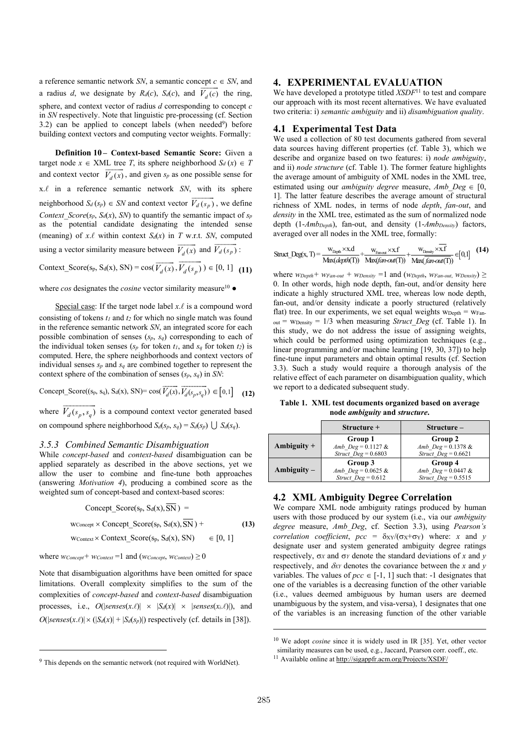a reference semantic network *SN*, a semantic concept $c \in SN$, and a radius *d*, we designate by $R_d(c)$, $S_d(c)$, and $\overrightarrow{V_d(c)}$ the ring, sphere, and context vector of radius *d* corresponding to concept *c* in *SN* respectively. Note that linguistic pre-processing (cf. Section 3.2) can be applied to concept labels (when needed[9]) before building context vectors and computing vector weights. Formally:

**Definition 10 – Context-based Semantic Score:** Given a target node $x \in$ XML tree *T*, its sphere neighborhood $S_d(x) \in T$ and context vector $\overrightarrow{V_d(x)}$, and given $s_p$ as one possible sense for $x.\ell$ in a reference semantic network *SN*, with its sphere neighborhood $S_d(s_p) \in SN$ and context vector $\overrightarrow{V_d(s_p)}$, we define *Context_Score*($s_p$, $S_d(x)$, *SN*) to quantify the semantic impact of $s_p$ as the potential candidate designating the intended sense (meaning) of $x.\ell$ within context $S_d(x)$ in *T* w.r.t. *SN*, computed using a vector similarity measure between $\overrightarrow{V_d(x)}$ and $\overrightarrow{V_d(s_p)}$:

$$\text{Context\_Score}(s_p, S_d(x), SN) = \cos(\overrightarrow{V_d(x)}, \overrightarrow{V_d(s_p)}) \in [0, 1] \quad (11)$$

where *cos* designates the *cosine* vector similarity measure[10] ●

Special case: If the target node label $x.\ell$ is a compound word consisting of tokens $t_1$ and $t_2$ for which no single match was found in the reference semantic network *SN*, an integrated score for each possible combination of senses ($s_p$, $s_q$) corresponding to each of the individual token senses ($s_p$ for token $t_1$, and $s_q$ for token $t_2$) is computed. Here, the sphere neighborhoods and context vectors of individual senses $s_p$ and $s_q$ are combined together to represent the context sphere of the combination of senses ($s_p$, $s_q$) in *SN*:

$$\text{Concept\_Score}((s_p, s_q), S_d(x), SN) = \cos(\overrightarrow{V_d(x)}, \overrightarrow{V_d(s_p, s_q)}) \in [0,1] \quad (12)$$

where $\overrightarrow{V_d(s_p, s_q)}$ is a compound context vector generated based on compound sphere neighborhood $S_d(s_p, s_q) = S_d(s_p) \bigcup S_d(s_q)$.

### 3.5.3 Combined Semantic Disambiguation

While *concept-based* and *context-based* disambiguation can be applied separately as described in the above sections, yet we allow the user to combine and fine-tune both approaches (answering *Motivation 4*), producing a combined score as the weighted sum of concept-based and context-based scores:

$$\begin{aligned}
&\text{Concept\_Score}(s_p, S_d(x), \overline{SN}) = \\
&w_{Concept} \times \text{Concept\_Score}(s_p, S_d(x), \overline{SN}) + \quad (13) \\
&w_{Context} \times \text{Context\_Score}(s_p, S_d(x), SN) \quad \in [0, 1]
\end{aligned}$$

where $w_{Concept} + w_{Context} = 1$ and $(w_{Concept}, w_{Context}) \geq 0$

Note that disambiguation algorithms have been omitted for space limitations. Overall complexity simplifies to the sum of the complexities of *concept-based* and *context-based* disambiguation processes, i.e., $O(|senses(x.\ell)| \times |S_d(x)| \times |senses(x_i.\ell)|)$, and $O(|senses(x.\ell)| \times (|S_d(x)| + |S_d(s_p)|)$ respectively (cf. details in [38]).

## 4. EXPERIMENTAL EVALUATION

We have developed a prototype titled *XSDF*[11] to test and compare our approach with its most recent alternatives. We have evaluated two criteria: i) *semantic ambiguity* and ii) *disambiguation quality*.

### 4.1 Experimental Test Data

We used a collection of 80 test documents gathered from several data sources having different properties (cf. Table 3), which we describe and organize based on two features: i) *node ambiguity*, and ii) *node structure* (cf. Table 1). The former feature highlights the average amount of ambiguity of XML nodes in the XML tree, estimated using our *ambiguity degree* measure, $Amb\_Deg \in [0, 1]$. The latter feature describes the average amount of structural richness of XML nodes, in terms of node *depth*, *fan-out*, and *density* in the XML tree, estimated as the sum of normalized node depth (1-$Amb_{Depth}$), fan-out, and density (1-$Amb_{Density}$) factors, averaged over all nodes in the XML tree, formally:

$$\text{Struct\_Deg}(x, T) = \frac{w_{Depth} \times x.d}{\text{Max}(depth(T))} + \frac{w_{Fan\text{-}out} \times x.f}{\text{Max}(fan\text{-}out(T))} + \frac{w_{Density} \times \overline{x.f}}{\text{Max}(\overline{fan\text{-}out}(T))} \in [0,1] \quad (14)$$

where $w_{Depth} + w_{Fan\text{-}out} + w_{Density} = 1$ and $(w_{Depth}, w_{Fan\text{-}out}, w_{Density}) \geq 0$. In other words, high node depth, fan-out, and/or density here indicate a highly structured XML tree, whereas low node depth, fan-out, and/or density indicate a poorly structured (relatively flat) tree. In our experiments, we set equal weights $w_{Depth} = w_{Fan\text{-}out} = w_{Density} = 1/3$ when measuring *Struct_Deg* (cf. Table 1). In this study, we do not address the issue of assigning weights, which could be performed using optimization techniques (e.g., linear programming and/or machine learning [19, 30, 37]) to help fine-tune input parameters and obtain optimal results (cf. Section 3.3). Such a study would require a thorough analysis of the relative effect of each parameter on disambiguation quality, which we report to a dedicated subsequent study.

**Table 1. XML test documents organized based on average node *ambiguity* and *structure*.**

| | Structure + | Structure – |
|---|---|---|
| **Ambiguity +** | **Group 1** *Amb_Deg* = 0.1127 & *Struct_Deg* = 0.6803 | **Group 2** *Amb_Deg* = 0.1378 & *Struct_Deg* = 0.6621 |
| **Ambiguity –** | **Group 3** *Amb_Deg* = 0.0625 & *Struct_Deg* = 0.612 | **Group 4** *Amb_Deg* = 0.0447 & *Struct_Deg* = 0.5515 |

### 4.2 XML Ambiguity Degree Correlation

We compare XML node ambiguity ratings produced by human users with those produced by our system (i.e., via our *ambiguity degree* measure, *Amb_Deg*, cf. Section 3.3), using *Pearson's correlation coefficient*, $pcc = \delta_{XY}/(\sigma_X+\sigma_Y)$ where: *x* and *y* designate user and system generated ambiguity degree ratings respectively, $\sigma_X$ and $\sigma_Y$ denote the standard deviations of *x* and *y* respectively, and $\delta_{XY}$ denotes the covariance between the *x* and *y* variables. The values of $pcc \in [-1, 1]$ such that: -1 designates that one of the variables is a decreasing function of the other variable (i.e., values deemed ambiguous by human users are deemed unambiguous by the system, and visa-versa), 1 designates that one of the variables is an increasing function of the other variable

---

[9] This depends on the semantic network (not required with WorldNet).

[10] We adopt *cosine* since it is widely used in IR [35]. Yet, other vector similarity measures can be used, e.g., Jaccard, Pearson corr. coeff., etc.

[11] Available online at http://sigappfr.acm.org/Projects/XSDF/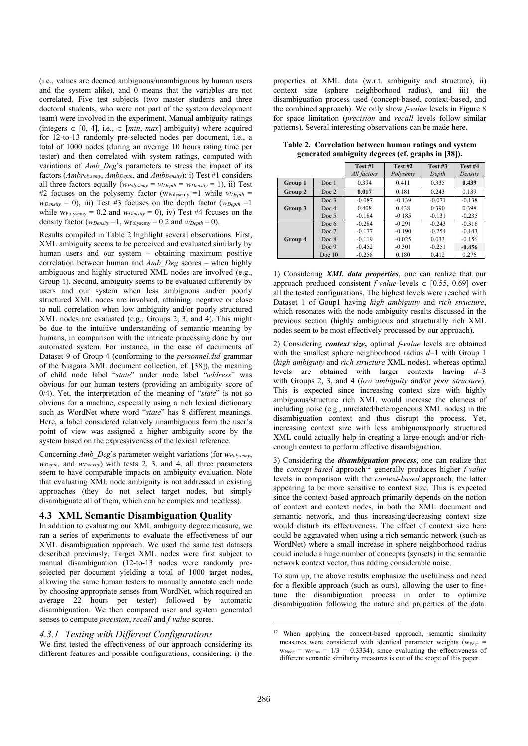(i.e., values are deemed ambiguous/unambiguous by human users and the system alike), and 0 means that the variables are not correlated. Five test subjects (two master students and three doctoral students, who were not part of the system development team) were involved in the experiment. Manual ambiguity ratings (integers $\in$ [0, 4], i.e., $\in$ [*min*, *max*] ambiguity) where acquired for 12-to-13 randomly pre-selected nodes per document, i.e., a total of 1000 nodes (during an average 10 hours rating time per tester) and then correlated with system ratings, computed with variations of *Amb_Deg*'s parameters to stress the impact of its factors ($Amb_{Polysemy}$, $Amb_{Depth}$, and $Amb_{Density}$): i) Test #1 considers all three factors equally ($w_{Polysemy} = w_{Depth} = w_{Density} = 1$), ii) Test #2 focuses on the polysemy factor ($w_{Polysemy} = 1$ while $w_{Depth} = w_{Density} = 0$), iii) Test #3 focuses on the depth factor ($w_{Depth} = 1$ while $w_{Polysemy} = 0.2$ and $w_{Density} = 0$), iv) Test #4 focuses on the density factor ($w_{Density} = 1$, $w_{Polysemy} = 0.2$ and $w_{Depth} = 0$).

Results compiled in Table 2 highlight several observations. First, XML ambiguity seems to be perceived and evaluated similarly by human users and our system – obtaining maximum positive correlation between human and *Amb_Deg* scores – when highly ambiguous and highly structured XML nodes are involved (e.g., Group 1). Second, ambiguity seems to be evaluated differently by users and our system when less ambiguous and/or poorly structured XML nodes are involved, attaining: negative or close to null correlation when low ambiguity and/or poorly structured XML nodes are evaluated (e.g., Groups 2, 3, and 4). This might be due to the intuitive understanding of semantic meaning by humans, in comparison with the intricate processing done by our automated system. For instance, in the case of documents of Dataset 9 of Group 4 (conforming to the *personnel.dtd* grammar of the Niagara XML document collection, cf. [38]), the meaning of child node label "*state*" under node label "*address*" was obvious for our human testers (providing an ambiguity score of 0/4). Yet, the interpretation of the meaning of "*state*" is not so obvious for a machine, especially using a rich lexical dictionary such as WordNet where word "*state*" has 8 different meanings. Here, a label considered relatively unambiguous form the user's point of view was assigned a higher ambiguity score by the system based on the expressiveness of the lexical reference.

Concerning *Amb_Deg*'s parameter weight variations (for $w_{Polysemy}$, $w_{Depth}$, and $w_{Density}$) with tests 2, 3, and 4, all three parameters seem to have comparable impacts on ambiguity evaluation. Note that evaluating XML node ambiguity is not addressed in existing approaches (they do not select target nodes, but simply disambiguate all of them, which can be complex and needless).

### 4.3 XML Semantic Disambiguation Quality

In addition to evaluating our XML ambiguity degree measure, we ran a series of experiments to evaluate the effectiveness of our XML disambiguation approach. We used the same test datasets described previously. Target XML nodes were first subject to manual disambiguation (12-to-13 nodes were randomly pre-selected per document yielding a total of 1000 target nodes, allowing the same human testers to manually annotate each node by choosing appropriate senses from WordNet, which required an average 22 hours per tester) followed by automatic disambiguation. We then compared user and system generated senses to compute *precision*, *recall* and *f-value* scores.

#### *4.3.1 Testing with Different Configurations*

We first tested the effectiveness of our approach considering its different features and possible configurations, considering: i) the properties of XML data (w.r.t. ambiguity and structure), ii) context size (sphere neighborhood radius), and iii) the disambiguation process used (concept-based, context-based, and the combined approach). We only show *f-value* levels in Figure 8 for space limitation (*precision* and *recall* levels follow similar patterns). Several interesting observations can be made here.

**Table 2. Correlation between human ratings and system generated ambiguity degrees (cf. graphs in [38]).**

| | | **Test #1** *All factors* | **Test #2** *Polysemy* | **Test #3** *Depth* | **Test #4** *Density* |
|---|---|---|---|---|---|
| **Group 1** | Doc 1 | 0.394 | 0.411 | 0.335 | **0.439** |
| **Group 2** | Doc 2 | **0.017** | 0.181 | 0.243 | 0.139 |
| **Group 3** | Doc 3 | -0.087 | -0.139 | -0.071 | -0.138 |
| | Doc 4 | 0.408 | 0.438 | 0.390 | 0.398 |
| | Doc 5 | -0.184 | -0.185 | -0.131 | -0.235 |
| **Group 4** | Doc 6 | -0.284 | -0.291 | -0.243 | -0.316 |
| | Doc 7 | -0.177 | -0.190 | -0.254 | -0.143 |
| | Doc 8 | -0.119 | -0.025 | 0.033 | -0.156 |
| | Doc 9 | -0.452 | -0.301 | -0.251 | **-0.456** |
| | Doc 10 | -0.258 | 0.180 | 0.412 | 0.276 |

1) Considering ***XML data properties***, one can realize that our approach produced consistent *f-value* levels $\in$ [0.55, 0.69] over all the tested configurations. The highest levels were reached with Dataset 1 of Goup1 having *high ambiguity* and *rich structure*, which resonates with the node ambiguity results discussed in the previous section (highly ambiguous and structurally rich XML nodes seem to be most effectively processed by our approach).

2) Considering ***context size*****,** optimal *f-value* levels are obtained with the smallest sphere neighborhood radius *d*=1 with Group 1 (*high ambiguity* and *rich structure* XML nodes), whereas optimal levels are obtained with larger contexts having *d*=3 with Groups 2, 3, and 4 (*low ambiguity* and/or *poor structure*). This is expected since increasing context size with highly ambiguous/structure rich XML would increase the chances of including noise (e.g., unrelated/heterogeneous XML nodes) in the disambiguation context and thus disrupt the process. Yet, increasing context size with less ambiguous/poorly structured XML could actually help in creating a large-enough and/or rich-enough context to perform effective disambiguation.

3) Considering the ***disambiguation process***, one can realize that the *concept-based* approach[12] generally produces higher *f-value* levels in comparison with the *context-based* approach, the latter appearing to be more sensitive to context size. This is expected since the context-based approach primarily depends on the notion of context and context nodes, in both the XML document and semantic network, and thus increasing/decreasing context size would disturb its effectiveness. The effect of context size here could be aggravated when using a rich semantic network (such as WordNet) where a small increase in sphere neighborhood radius could include a huge number of concepts (synsets) in the semantic network context vector, thus adding considerable noise.

To sum up, the above results emphasize the usefulness and need for a flexible approach (such as ours), allowing the user to fine-tune the disambiguation process in order to optimize disambiguation following the nature and properties of the data.

[12] When applying the concept-based approach, semantic similarity measures were considered with identical parameter weights ($w_{Edge} = w_{Node} = w_{Gloss} = 1/3 = 0.3334$), since evaluating the effectiveness of different semantic similarity measures is out of the scope of this paper.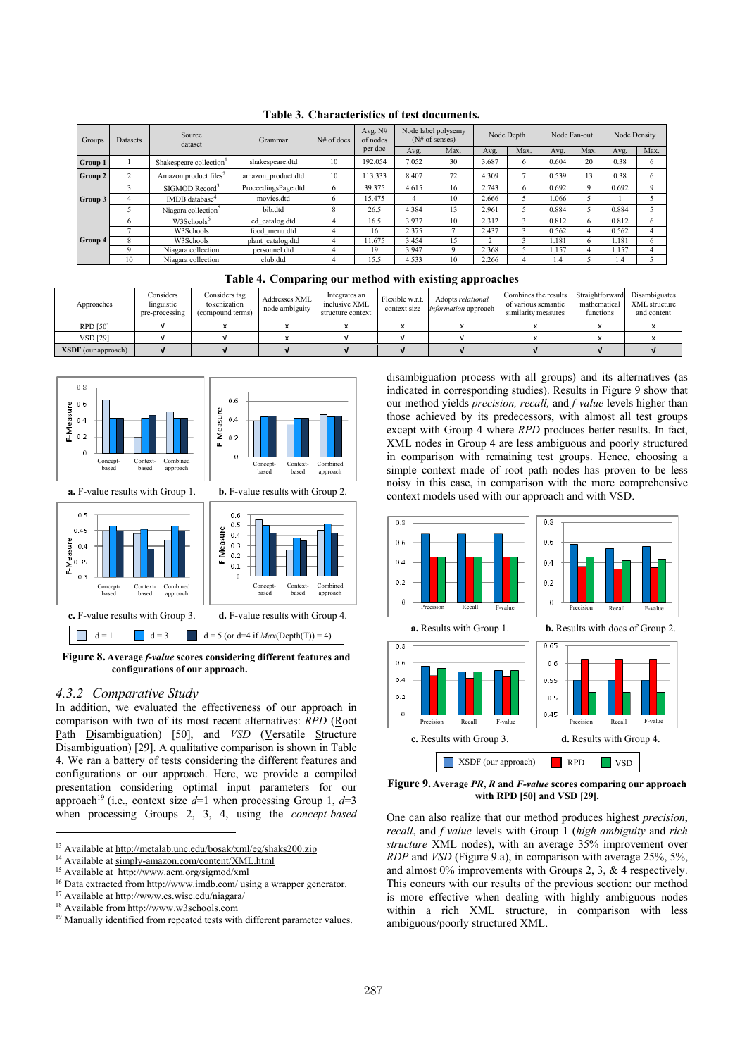**Table 3. Characteristics of test documents.**

| Groups | Datasets | Source dataset | Grammar | N# of docs | Avg. N# of nodes per doc | Node label polysemy (N# of senses) | | Node Depth | | Node Fan-out | | Node Density | |
|---|---|---|---|---|---|---|---|---|---|---|---|---|---|
| | | | | | | Avg. | Max. | Avg. | Max. | Avg. | Max. | Avg. | Max. |
| **Group 1** | 1 | Shakespeare collection[13] | shakespeare.dtd | 10 | 192.054 | 7.052 | 30 | 3.687 | 6 | 0.604 | 20 | 0.38 | 6 |
| **Group 2** | 2 | Amazon product files[14] | amazon_product.dtd | 10 | 113.333 | 8.407 | 72 | 4.309 | 7 | 0.539 | 13 | 0.38 | 6 |
| **Group 3** | 3 | SIGMOD Record[15] | ProceedingsPage.dtd | 6 | 39.375 | 4.615 | 16 | 2.743 | 6 | 0.692 | 9 | 0.692 | 9 |
| | 4 | IMDB database[16] | movies.dtd | 6 | 15.475 | 4 | 10 | 2.666 | 5 | 1.066 | 5 | 1 | 5 |
| | 5 | Niagara collection[17] | bib.dtd | 8 | 26.5 | 4.384 | 13 | 2.961 | 5 | 0.884 | 5 | 0.884 | 5 |
| **Group 4** | 6 | W3Schools[18] | cd_catalog.dtd | 4 | 16.5 | 3.937 | 10 | 2.312 | 3 | 0.812 | 6 | 0.812 | 6 |
| | 7 | W3Schools | food_menu.dtd | 4 | 16 | 2.375 | 7 | 2.437 | 3 | 0.562 | 4 | 0.562 | 4 |
| | 8 | W3Schools | plant_catalog.dtd | 4 | 11.675 | 3.454 | 15 | 2 | 3 | 1.181 | 6 | 1.181 | 6 |
| | 9 | Niagara collection | personnel.dtd | 4 | 19 | 3.947 | 9 | 2.368 | 5 | 1.157 | 4 | 1.157 | 4 |
| | 10 | Niagara collection | club.dtd | 4 | 15.5 | 4.533 | 10 | 2.266 | 4 | 1.4 | 5 | 1.4 | 5 |

**Table 4. Comparing our method with existing approaches**

| Approaches | Considers linguistic pre-processing | Considers tag tokenization (compound terms) | Addresses XML node ambiguity | Integrates an inclusive XML structure context | Flexible w.r.t. context size | Adopts *relational information* approach | Combines the results of various semantic similarity measures | Straightforward mathematical functions | Disambiguates XML structure and content |
|---|---|---|---|---|---|---|---|---|---|
| RPD [50] | √ | x | x | x | x | x | x | x | x |
| VSD [29] | √ | √ | x | √ | √ | √ | x | x | x |
| **XSDF** (our approach) | **√** | **√** | **√** | **√** | **√** | **√** | **√** | **√** | **√** |

**a.** F-value results with Group 1.

**b.** F-value results with Group 2.

**c.** F-value results with Group 3.

**d.** F-value results with Group 4.

d = 1 d = 3 d = 5 (or d=4 if *Max*(Depth(T)) = 4)

**Figure 8. Average *f-value* scores considering different features and configurations of our approach.**

### 4.3.2 Comparative Study

In addition, we evaluated the effectiveness of our approach in comparison with two of its most recent alternatives: *RPD* (Root Path Disambiguation) [50], and *VSD* (Versatile Structure Disambiguation) [29]. A qualitative comparison is shown in Table 4. We ran a battery of tests considering the different features and configurations or our approach. Here, we provide a compiled presentation considering optimal input parameters for our approach[19] (i.e., context size $d$=1 when processing Group 1, $d$=3 when processing Groups 2, 3, 4, using the *concept-based* disambiguation process with all groups) and its alternatives (as indicated in corresponding studies). Results in Figure 9 show that our method yields *precision, recall,* and *f-value* levels higher than those achieved by its predecessors, with almost all test groups except with Group 4 where *RPD* produces better results. In fact, XML nodes in Group 4 are less ambiguous and poorly structured in comparison with remaining test groups. Hence, choosing a simple context made of root path nodes has proven to be less noisy in this case, in comparison with the more comprehensive context models used with our approach and with VSD.

**a.** Results with Group 1.

**b.** Results with docs of Group 2.

**c.** Results with Group 3.

**d.** Results with Group 4.

XSDF (our approach) RPD VSD

**Figure 9. Average *PR*, *R* and *F-value* scores comparing our approach with RPD [50] and VSD [29].**

One can also realize that our method produces highest *precision*, *recall*, and *f-value* levels with Group 1 (*high ambiguity* and *rich structure* XML nodes), with an average 35% improvement over *RDP* and *VSD* (Figure 9.a), in comparison with average 25%, 5%, and almost 0% improvements with Groups 2, 3, & 4 respectively. This concurs with our results of the previous section: our method is more effective when dealing with highly ambiguous nodes within a rich XML structure, in comparison with less ambiguous/poorly structured XML.

---

[13] Available at http://metalab.unc.edu/bosak/xml/eg/shaks200.zip
[14] Available at simply-amazon.com/content/XML.html
[15] Available at http://www.acm.org/sigmod/xml
[16] Data extracted from http://www.imdb.com/ using a wrapper generator.
[17] Available at http://www.cs.wisc.edu/niagara/
[18] Available from http://www.w3schools.com
[19] Manually identified from repeated tests with different parameter values.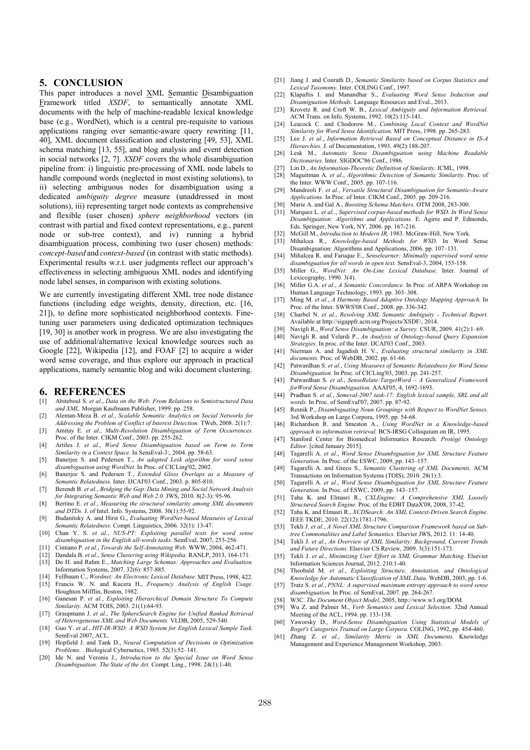## 5. CONCLUSION

This paper introduces a novel XML Semantic Disambiguation Framework titled *XSDF*, to semantically annotate XML documents with the help of machine-readable lexical knowledge base (e.g., WordNet), which is a central pre-requisite to various applications ranging over semantic-aware query rewriting [11, 40], XML document classification and clustering [49, 53], XML schema matching [13, 55], and blog analysis and event detection in social networks [2, 7]. *XSDF* covers the whole disambiguation pipeline from: i) linguistic pre-processing of XML node labels to handle compound words (neglected in most existing solutions), to ii) selecting ambiguous nodes for disambiguation using a dedicated *ambiguity degree* measure (unaddressed in most solutions), iii) representing target node contexts as comprehensive and flexible (user chosen) *sphere neighborhood* vectors (in contrast with partial and fixed context representations, e.g., parent node or sub-tree context), and iv) running a hybrid disambiguation process, combining two (user chosen) methods: *concept-based* and *context-based* (in contrast with static methods). Experimental results w.r.t. user judgments reflect our approach's effectiveness in selecting ambiguous XML nodes and identifying node label senses, in comparison with existing solutions.

We are currently investigating different XML tree node distance functions (including edge weights, density, direction, etc. [16, 21]), to define more sophisticated neighborhood contexts. Fine-tuning user parameters using dedicated optimization techniques [19, 30] is another work in progress. We are also investigating the use of additional/alternative lexical knowledge sources such as Google [22], Wikipedia [12], and FOAF [2] to acquire a wider word sense coverage, and thus explore our approach in practical applications, namely semantic blog and wiki document clustering.

## 6. REFERENCES

[1] Abiteboul S. *et al.*, *Data on the Web: From Relations to Semistructured Data and XML*. Morgan Kaufmann Publisher, 1999. pp. 258.

[2] Aleman-Meza B. *et al.*, *Scalable Semantic Analytics on Social Networks for Addressing the Problem of Conflict of Interest Detection.* TWeb, 2008. 2(1):7.

[3] Amitay E. *et al.*, *Multi-Resolution Disambiguation of Term Occurrences.* Proc. of the Inter. CIKM Conf., 2003. pp. 255-262.

[4] Artiles J. *et al.*, *Word Sense Disambiguation based on Term to Term Similarity in a Context Space.* In SensEval-3:, 2004. pp. 58-63.

[5] Banerjee S. and Pedersen T., *An adapted Lesk algorithm for word sense disambiguation using WordNet.* In Proc. of CICLing'02, 2002.

[6] Banerjee S. and Pedersen T., *Extended Gloss Overlaps as a Measure of Semantic Relatedness.* Inter. IJCAI'03 Conf., 2003. p. 805-810.

[7] Berendt B. *et al.*, *Bridging the Gap: Data Mining and Social Network Analysis for Integrating Semantic Web and Web 2.0.* JWS, 2010. 8(2-3): 95-96.

[8] Bertino E. *et al.*, *Measuring the structural similarity among XML documents and DTDs.* J. of Intel. Info. Systems, 2008. 30(1):55-92.

[9] Budanitsky A. and Hirst G., *Evaluating WordNet-based Measures of Lexical Semantic Relatedness.* Compt. Linguistics, 2006. 32(1): 13-47.

[10] Chan Y. S. *et al.*, *NUS-PT: Exploiting parallel texts for word sense disambiguation in the English all-words tasks.* SemEval, 2007, 253-256

[11] Cimiano P. *et al.*, *Towards the Self-Annotating Web.* WWW, 2004, 462-471.

[12] Dandala B. *et al.*, *Sense Clustering using Wikipedia.* RANLP, 2013, 164-171.

[13] Do H. and Rahm E., *Matching Large Schemas: Approaches and Evaluation.* Information Systems, 2007. 32(6): 857-885.

[14] Fellbaum C., *Wordnet: An Electronic Lexical Database.* MIT Press, 1998, 422.

[15] Francis W. N. and Kucera H., *Frequency Analysis of English Usage.* Houghton Mifflin, Boston, 1982.

[16] Ganesan P. *et al.*, *Exploiting Hierarchical Domain Structure To Compute Similarity.* ACM TOIS, 2003. 21(1):64-93.

[17] Graupmann J. *et al.*, *The SphereSearch Engine for Unified Ranked Retrieval of Heterogeneous XML and Web Documents.* VLDB, 2005, 529-540.

[18] Guo Y. *et al.*, *HIT-IR-WSD: A WSD System for English Lexical Sample Task.* SemEval 2007, ACL.

[19] Hopfield J. and Tank D., *Neural Computation of Decisions in Optimization Problems.* . Biological Cybernetics, 1985. 52(3):52–141.

[20] Ide N. and Veronis J., *Introduction to the Special Issue on Word Sense Disambiguation: The State of the Art.* Compt. Ling., 1998. 24(1):1-40.

[21] Jiang J. and Conrath D., *Semantic Similarity based on Corpus Statistics and Lexical Taxonomy.* Inter. COLING Conf., 1997.

[22] Klapaftis I. and Manandhar S., *Evaluating Word Sense Induction and Disamiguation Methods.* Language Resources and Eval., 2013.

[23] Krovetz R. and Croft W. B., *Lexical Ambiguity and Information Retrieval.* ACM Trans. on Info. Systems, 1992. 10(2):115-141.

[24] Leacock C. and Chodorow M., *Combining Local Context and WordNet Similarity for Word Sense Identification.* MIT Press, 1998. pp. 265-283.

[25] Lee J. *et al.*, *Information Retrieval Based on Conceptual Distance in IS-A Hierarchies.* J. of Documentation, 1993. 49(2):188-207.

[26] Lesk M., *Automatic Sense Disambiguation using Machine Readable Dictionaries.* Inter. SIGDOC'86 Conf., 1986.

[27] Lin D., *An Information-Theoretic Definition of Similarity.* ICML, 1998.

[28] Maguitman A. *et al.*, *Algorithmic Detection of Semantic Similarity.* Proc. of the Inter. WWW Conf., 2005. pp. 107-116.

[29] Mandreoli F. *et al.*, *Versatile Structural Disambiguation for Semantic-Aware Applications.* In Proc. of Inter. CIKM Conf., 2005. pp. 209-216.

[30] Marie A. and Gal A., *Boosting Schema Matchers.* OTM 2008, 283-300.

[31] Marquez L. *et al.*, *Supervised corpus-based methods for WSD. In Word Sense Disambiguation: Algorithms and Applications.* E. Agirre and P. Edmonds, Eds. Springer, New York, NY, 2006. pp. 167-216.

[32] McGill M., *Introduction to Modern IR,* 1983. McGraw-Hill, New York.

[33] Mihalcea R., *Knowledge-based Methods for WSD.* In Word Sense Disambiguation: Algorithms and Applications, 2006. pp. 107–131.

[34] Mihalcea R. and Faruque E., *Senselearner: Minimally supervised word sense disambiguation for all words in open text.* SensEval-3, 2004, 155-158.

[35] Miller G., *WordNet: An On-Line Lexical Database.* Inter. Journal of Lexicography, 1990. 3(4).

[36] Miller G.A. *et al.*, *A Semantic Concordance.* In Proc. of ARPA Workshop on Human Language Technology, 1993. pp. 303–308.

[37] Ming M. *et al.*, *A Harmony Based Adaptive Ontology Mapping Approach.* In Proc. of the Inter. SWWS'08 Conf., 2008. pp. 336-342.

[38] Charbel N. *et al.*, *Resolving XML Semantic Ambiguity - Technical Report.* Available at http://sigappfr.acm.org/Projects/XSDF/, 2014.

[39] Navigli R., *Word Sense Disambiguation: a Survey.* CSUR, 2009. 41(2):1–69.

[40] Navigli R. and Velardi P., *An Analysis of Ontology-based Query Expansion Strategies.* In proc. of the Inter. IJCAI'03 Conf., 2003.

[41] Nierman A. and Jagadish H. V., *Evaluating structural similarity in XML documents.* Proc. of WebDB, 2002. pp. 61-66.

[42] Patwardhan S. *et al.*, *Using Measures of Semantic Relatedness for Word Sense Disambiguation.* In Proc. of CICLing'03, 2003. pp. 241-257.

[43] Patwardhan S. *et al.*, *SenseRelate:TargetWord – A Generalized Framework forWord Sense Disambiguation.* AAAI'05, 4, 1692-1693.

[44] Pradhan S. *et al.*, *Semeval-2007 task-17: English lexical sample, SRL and all words.* In Proc. of SemEval'07, 2007. pp. 87-92.

[45] Resnik P., *Disambiguating Noun Groupings with Respect to WordNet Senses.* 3rd Workshop on Large Corpora, 1995. pp. 54-68.

[46] Richardson R. and Smeaton A., *Using WordNet in a Knowledge-based approach to information retrieval.* BCS-IRSG Colloquium on IR, 1995.

[47] Stanford Center for Biomedical Informatics Research. *Protégé Ontology Editor*. [cited January 2015].

[48] Tagarelli A. *et al.*, *Word Sense Disambiguation for XML Structure Feature Generation.* In Proc. of the ESWC, 2009, pp. 143–157.

[49] Tagarelli A. and Greco S., *Semantic Clustering of XML Documents.* ACM Transactions on Information Systems (TOIS), 2010. 28(1):3.

[50] Tagarelli A. *et al.*, *Word Sense Disambiguation for XML Structure Feature Generation.* In Proc. of ESWC, 2009, pp. 143–157.

[51] Taha K. and Elmasri R., *CXLEngine: A Comprehensive XML Loosely Structured Search Engine.* Proc. of the EDBT DataX'08, 2008, 37-42.

[52] Taha K. and Elmasri R., *XCDSearch: An XML Context-Driven Search Engine.* IEEE TKDE, 2010. 22(12):1781-1796.

[53] Tekli J. *et al.*, *A Novel XML Structure Comparison Framework based on Sub-tree Commonalities and Label Semantics.* Elsevier JWS, 2012. 11: 14-40.

[54] Tekli J. *et al.*, *An Overview of XML Similarity: Background, Current Trends and Future Directions.* Elsevier CS Review, 2009. 3(3):151-173.

[55] Tekli J. *et al.*, *Minimizing User Effort in XML Grammar Matching.* Elsevier Information Sciences Journal, 2012. 210:1-40.

[56] Theobald M. *et al.*, *Exploiting Structure, Annotation, and Ontological Knowledge for Automatic Classification of XML Data.* WebDB, 2003, pp. 1-6.

[57] Tratz S. *et al.*, *PNNL: A supervised maximum entropy approach to word sense disambiguation.* In Proc. of SemEval, 2007. pp. 264-267.

[58] W3C. *The Document Object Model*, 2005, http://www.w3.org/DOM.

[59] Wu Z. and Palmer M., *Verb Semantics and Lexical Selection.* 32nd Annual Meeting of the ACL, 1994. pp. 133-138.

[60] Yaworsky D., *Word-Sense Disambiguation Using Statistical Models of Roget's Categories Trained on Large Corpora.* COLING, 1992, pp. 454-460.

[61] Zhang Z. *et al.*, *Similarity Metric in XML Documents.* Knowledge Management and Experience Management Workshop, 2003.